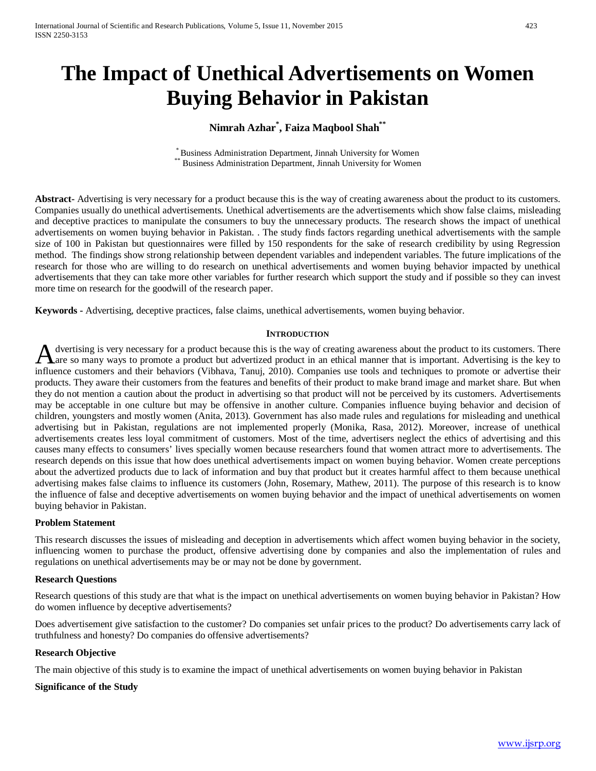# The Impact of Unethical Advertisements on Women Buying Behavior in Pakistan

**Nimrah Azhar[*], Faiza Maqbool Shah[**]**

[*] Business Administration Department, Jinnah University for Women
[**] Business Administration Department, Jinnah University for Women

**Abstract-** Advertising is very necessary for a product because this is the way of creating awareness about the product to its customers. Companies usually do unethical advertisements. Unethical advertisements are the advertisements which show false claims, misleading and deceptive practices to manipulate the consumers to buy the unnecessary products. The research shows the impact of unethical advertisements on women buying behavior in Pakistan. . The study finds factors regarding unethical advertisements with the sample size of 100 in Pakistan but questionnaires were filled by 150 respondents for the sake of research credibility by using Regression method. The findings show strong relationship between dependent variables and independent variables. The future implications of the research for those who are willing to do research on unethical advertisements and women buying behavior impacted by unethical advertisements that they can take more other variables for further research which support the study and if possible so they can invest more time on research for the goodwill of the research paper.

**Keywords -** Advertising, deceptive practices, false claims, unethical advertisements, women buying behavior.

## Introduction

Advertising is very necessary for a product because this is the way of creating awareness about the product to its customers. There are so many ways to promote a product but advertized product in an ethical manner that is important. Advertising is the key to influence customers and their behaviors (Vibhava, Tanuj, 2010). Companies use tools and techniques to promote or advertise their products. They aware their customers from the features and benefits of their product to make brand image and market share. But when they do not mention a caution about the product in advertising so that product will not be perceived by its customers. Advertisements may be acceptable in one culture but may be offensive in another culture. Companies influence buying behavior and decision of children, youngsters and mostly women (Anita, 2013). Government has also made rules and regulations for misleading and unethical advertising but in Pakistan, regulations are not implemented properly (Monika, Rasa, 2012). Moreover, increase of unethical advertisements creates less loyal commitment of customers. Most of the time, advertisers neglect the ethics of advertising and this causes many effects to consumers' lives specially women because researchers found that women attract more to advertisements. The research depends on this issue that how does unethical advertisements impact on women buying behavior. Women create perceptions about the advertized products due to lack of information and buy that product but it creates harmful affect to them because unethical advertising makes false claims to influence its customers (John, Rosemary, Mathew, 2011). The purpose of this research is to know the influence of false and deceptive advertisements on women buying behavior and the impact of unethical advertisements on women buying behavior in Pakistan.

### Problem Statement

This research discusses the issues of misleading and deception in advertisements which affect women buying behavior in the society, influencing women to purchase the product, offensive advertising done by companies and also the implementation of rules and regulations on unethical advertisements may be or may not be done by government.

### Research Questions

Research questions of this study are that what is the impact on unethical advertisements on women buying behavior in Pakistan? How do women influence by deceptive advertisements?

Does advertisement give satisfaction to the customer? Do companies set unfair prices to the product? Do advertisements carry lack of truthfulness and honesty? Do companies do offensive advertisements?

### Research Objective

The main objective of this study is to examine the impact of unethical advertisements on women buying behavior in Pakistan

### Significance of the Study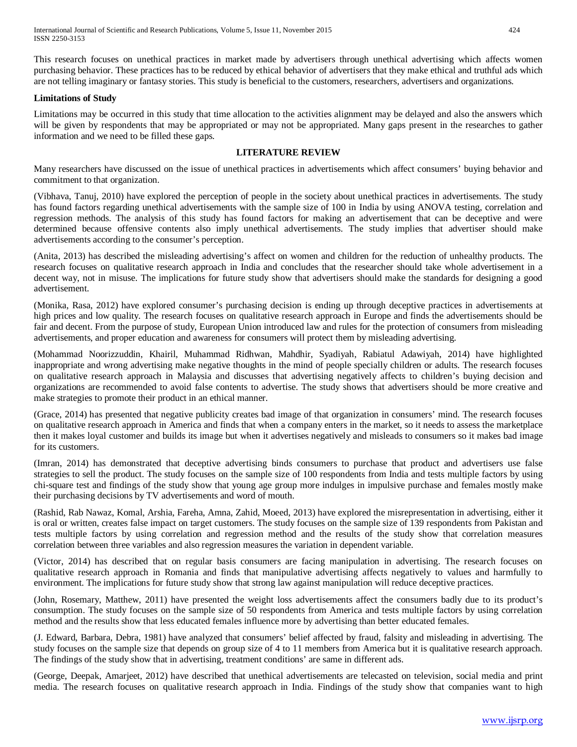This research focuses on unethical practices in market made by advertisers through unethical advertising which affects women purchasing behavior. These practices has to be reduced by ethical behavior of advertisers that they make ethical and truthful ads which are not telling imaginary or fantasy stories. This study is beneficial to the customers, researchers, advertisers and organizations.

**Limitations of Study**

Limitations may be occurred in this study that time allocation to the activities alignment may be delayed and also the answers which will be given by respondents that may be appropriated or may not be appropriated. Many gaps present in the researches to gather information and we need to be filled these gaps.

## LITERATURE REVIEW

Many researchers have discussed on the issue of unethical practices in advertisements which affect consumers' buying behavior and commitment to that organization.

(Vibhava, Tanuj, 2010) have explored the perception of people in the society about unethical practices in advertisements. The study has found factors regarding unethical advertisements with the sample size of 100 in India by using ANOVA testing, correlation and regression methods. The analysis of this study has found factors for making an advertisement that can be deceptive and were determined because offensive contents also imply unethical advertisements. The study implies that advertiser should make advertisements according to the consumer's perception.

(Anita, 2013) has described the misleading advertising's affect on women and children for the reduction of unhealthy products. The research focuses on qualitative research approach in India and concludes that the researcher should take whole advertisement in a decent way, not in misuse. The implications for future study show that advertisers should make the standards for designing a good advertisement.

(Monika, Rasa, 2012) have explored consumer's purchasing decision is ending up through deceptive practices in advertisements at high prices and low quality. The research focuses on qualitative research approach in Europe and finds the advertisements should be fair and decent. From the purpose of study, European Union introduced law and rules for the protection of consumers from misleading advertisements, and proper education and awareness for consumers will protect them by misleading advertising.

(Mohammad Noorizzuddin, Khairil, Muhammad Ridhwan, Mahdhir, Syadiyah, Rabiatul Adawiyah, 2014) have highlighted inappropriate and wrong advertising make negative thoughts in the mind of people specially children or adults. The research focuses on qualitative research approach in Malaysia and discusses that advertising negatively affects to children's buying decision and organizations are recommended to avoid false contents to advertise. The study shows that advertisers should be more creative and make strategies to promote their product in an ethical manner.

(Grace, 2014) has presented that negative publicity creates bad image of that organization in consumers' mind. The research focuses on qualitative research approach in America and finds that when a company enters in the market, so it needs to assess the marketplace then it makes loyal customer and builds its image but when it advertises negatively and misleads to consumers so it makes bad image for its customers.

(Imran, 2014) has demonstrated that deceptive advertising binds consumers to purchase that product and advertisers use false strategies to sell the product. The study focuses on the sample size of 100 respondents from India and tests multiple factors by using chi-square test and findings of the study show that young age group more indulges in impulsive purchase and females mostly make their purchasing decisions by TV advertisements and word of mouth.

(Rashid, Rab Nawaz, Komal, Arshia, Fareha, Amna, Zahid, Moeed, 2013) have explored the misrepresentation in advertising, either it is oral or written, creates false impact on target customers. The study focuses on the sample size of 139 respondents from Pakistan and tests multiple factors by using correlation and regression method and the results of the study show that correlation measures correlation between three variables and also regression measures the variation in dependent variable.

(Victor, 2014) has described that on regular basis consumers are facing manipulation in advertising. The research focuses on qualitative research approach in Romania and finds that manipulative advertising affects negatively to values and harmfully to environment. The implications for future study show that strong law against manipulation will reduce deceptive practices.

(John, Rosemary, Matthew, 2011) have presented the weight loss advertisements affect the consumers badly due to its product's consumption. The study focuses on the sample size of 50 respondents from America and tests multiple factors by using correlation method and the results show that less educated females influence more by advertising than better educated females.

(J. Edward, Barbara, Debra, 1981) have analyzed that consumers' belief affected by fraud, falsity and misleading in advertising. The study focuses on the sample size that depends on group size of 4 to 11 members from America but it is qualitative research approach. The findings of the study show that in advertising, treatment conditions' are same in different ads.

(George, Deepak, Amarjeet, 2012) have described that unethical advertisements are telecasted on television, social media and print media. The research focuses on qualitative research approach in India. Findings of the study show that companies want to high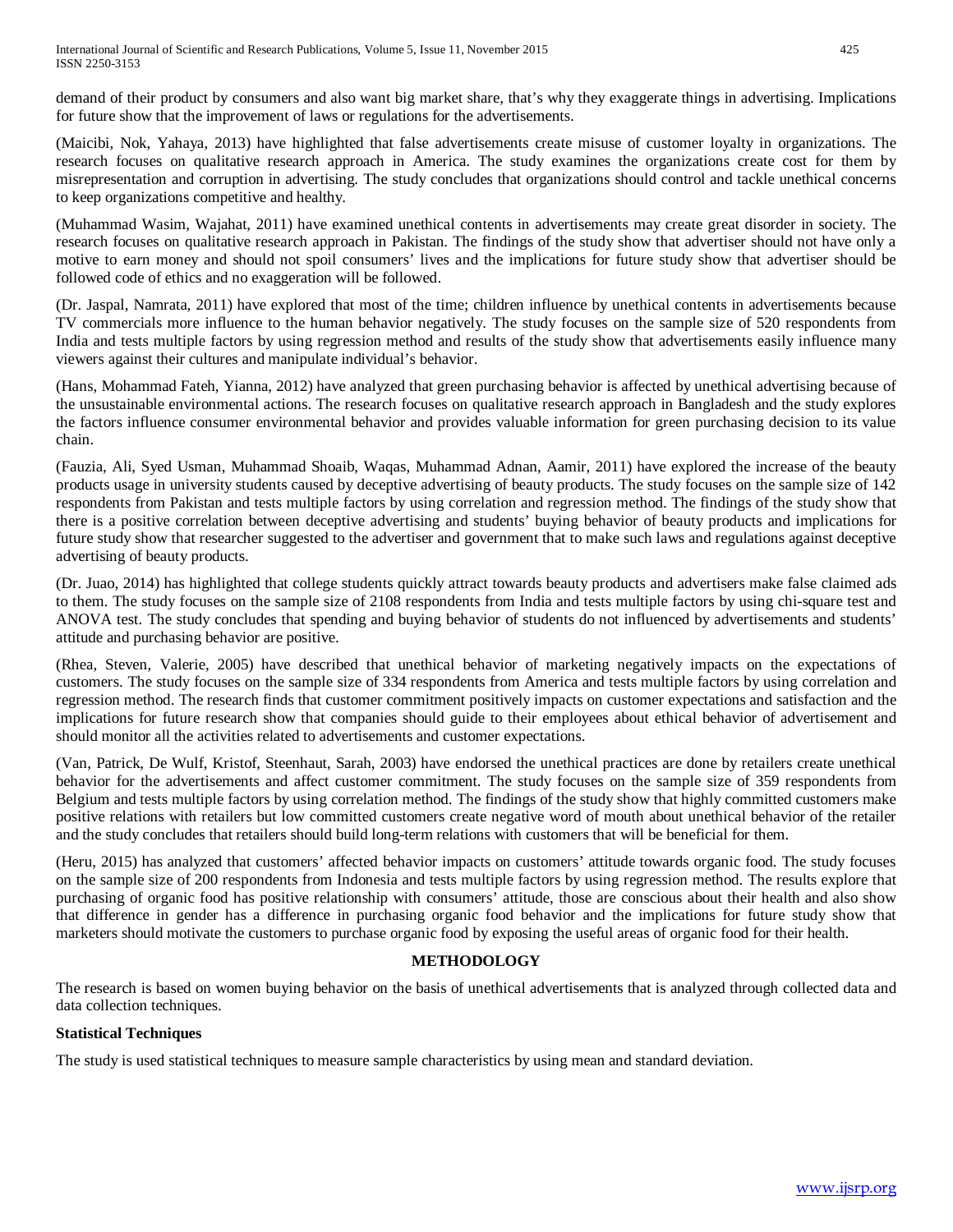demand of their product by consumers and also want big market share, that's why they exaggerate things in advertising. Implications for future show that the improvement of laws or regulations for the advertisements.

(Maicibi, Nok, Yahaya, 2013) have highlighted that false advertisements create misuse of customer loyalty in organizations. The research focuses on qualitative research approach in America. The study examines the organizations create cost for them by misrepresentation and corruption in advertising. The study concludes that organizations should control and tackle unethical concerns to keep organizations competitive and healthy.

(Muhammad Wasim, Wajahat, 2011) have examined unethical contents in advertisements may create great disorder in society. The research focuses on qualitative research approach in Pakistan. The findings of the study show that advertiser should not have only a motive to earn money and should not spoil consumers' lives and the implications for future study show that advertiser should be followed code of ethics and no exaggeration will be followed.

(Dr. Jaspal, Namrata, 2011) have explored that most of the time; children influence by unethical contents in advertisements because TV commercials more influence to the human behavior negatively. The study focuses on the sample size of 520 respondents from India and tests multiple factors by using regression method and results of the study show that advertisements easily influence many viewers against their cultures and manipulate individual's behavior.

(Hans, Mohammad Fateh, Yianna, 2012) have analyzed that green purchasing behavior is affected by unethical advertising because of the unsustainable environmental actions. The research focuses on qualitative research approach in Bangladesh and the study explores the factors influence consumer environmental behavior and provides valuable information for green purchasing decision to its value chain.

(Fauzia, Ali, Syed Usman, Muhammad Shoaib, Waqas, Muhammad Adnan, Aamir, 2011) have explored the increase of the beauty products usage in university students caused by deceptive advertising of beauty products. The study focuses on the sample size of 142 respondents from Pakistan and tests multiple factors by using correlation and regression method. The findings of the study show that there is a positive correlation between deceptive advertising and students' buying behavior of beauty products and implications for future study show that researcher suggested to the advertiser and government that to make such laws and regulations against deceptive advertising of beauty products.

(Dr. Juao, 2014) has highlighted that college students quickly attract towards beauty products and advertisers make false claimed ads to them. The study focuses on the sample size of 2108 respondents from India and tests multiple factors by using chi-square test and ANOVA test. The study concludes that spending and buying behavior of students do not influenced by advertisements and students' attitude and purchasing behavior are positive.

(Rhea, Steven, Valerie, 2005) have described that unethical behavior of marketing negatively impacts on the expectations of customers. The study focuses on the sample size of 334 respondents from America and tests multiple factors by using correlation and regression method. The research finds that customer commitment positively impacts on customer expectations and satisfaction and the implications for future research show that companies should guide to their employees about ethical behavior of advertisement and should monitor all the activities related to advertisements and customer expectations.

(Van, Patrick, De Wulf, Kristof, Steenhaut, Sarah, 2003) have endorsed the unethical practices are done by retailers create unethical behavior for the advertisements and affect customer commitment. The study focuses on the sample size of 359 respondents from Belgium and tests multiple factors by using correlation method. The findings of the study show that highly committed customers make positive relations with retailers but low committed customers create negative word of mouth about unethical behavior of the retailer and the study concludes that retailers should build long-term relations with customers that will be beneficial for them.

(Heru, 2015) has analyzed that customers' affected behavior impacts on customers' attitude towards organic food. The study focuses on the sample size of 200 respondents from Indonesia and tests multiple factors by using regression method. The results explore that purchasing of organic food has positive relationship with consumers' attitude, those are conscious about their health and also show that difference in gender has a difference in purchasing organic food behavior and the implications for future study show that marketers should motivate the customers to purchase organic food by exposing the useful areas of organic food for their health.

## METHODOLOGY

The research is based on women buying behavior on the basis of unethical advertisements that is analyzed through collected data and data collection techniques.

### Statistical Techniques

The study is used statistical techniques to measure sample characteristics by using mean and standard deviation.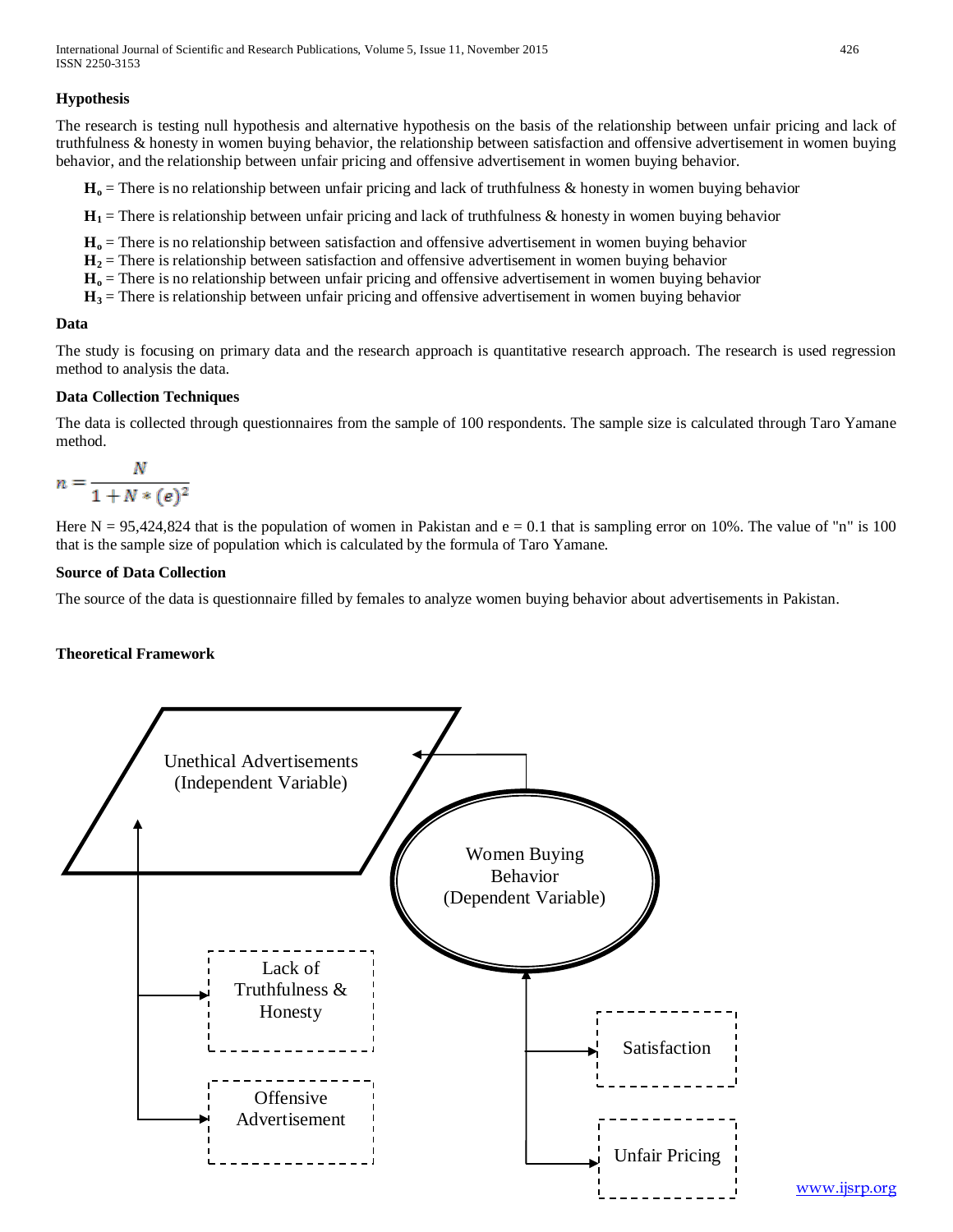### Hypothesis

The research is testing null hypothesis and alternative hypothesis on the basis of the relationship between unfair pricing and lack of truthfulness & honesty in women buying behavior, the relationship between satisfaction and offensive advertisement in women buying behavior, and the relationship between unfair pricing and offensive advertisement in women buying behavior.

**$H_o$** = There is no relationship between unfair pricing and lack of truthfulness & honesty in women buying behavior

**$H_1$** = There is relationship between unfair pricing and lack of truthfulness & honesty in women buying behavior

**$H_o$** = There is no relationship between satisfaction and offensive advertisement in women buying behavior
**$H_2$** = There is relationship between satisfaction and offensive advertisement in women buying behavior
**$H_o$** = There is no relationship between unfair pricing and offensive advertisement in women buying behavior
**$H_3$** = There is relationship between unfair pricing and offensive advertisement in women buying behavior

### Data

The study is focusing on primary data and the research approach is quantitative research approach. The research is used regression method to analysis the data.

### Data Collection Techniques

The data is collected through questionnaires from the sample of 100 respondents. The sample size is calculated through Taro Yamane method.

$$n = \frac{N}{1 + N * (e)^2}$$

Here N = 95,424,824 that is the population of women in Pakistan and e = 0.1 that is sampling error on 10%. The value of "n" is 100 that is the sample size of population which is calculated by the formula of Taro Yamane.

### Source of Data Collection

The source of the data is questionnaire filled by females to analyze women buying behavior about advertisements in Pakistan.

### Theoretical Framework

Unethical Advertisements (Independent Variable)

Women Buying Behavior (Dependent Variable)

Lack of Truthfulness & Honesty

Offensive Advertisement

Satisfaction

Unfair Pricing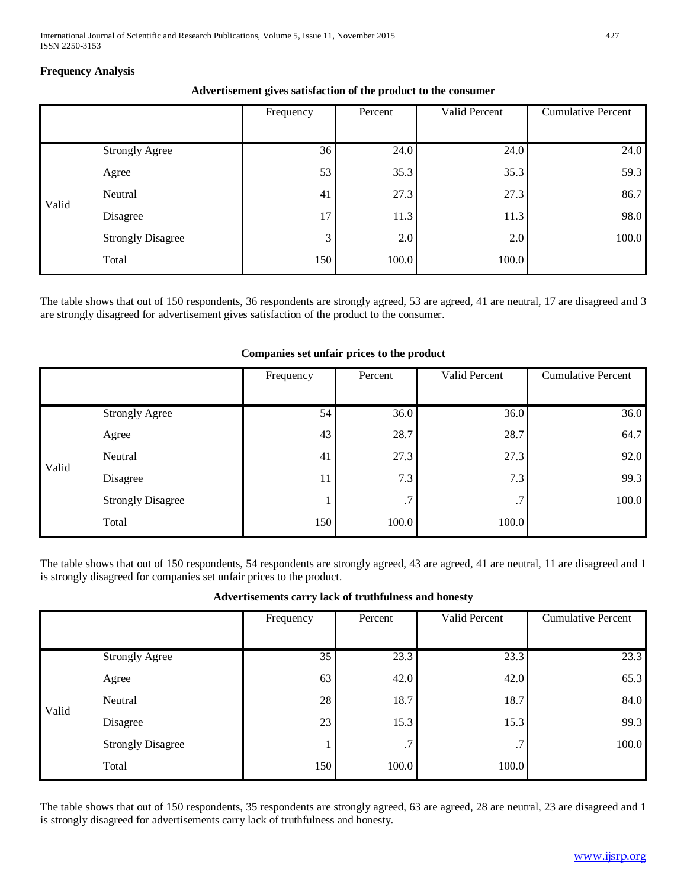## Frequency Analysis

**Advertisement gives satisfaction of the product to the consumer**

| | | Frequency | Percent | Valid Percent | Cumulative Percent |
|---|---|---|---|---|---|
| Valid | Strongly Agree | 36 | 24.0 | 24.0 | 24.0 |
| | Agree | 53 | 35.3 | 35.3 | 59.3 |
| | Neutral | 41 | 27.3 | 27.3 | 86.7 |
| | Disagree | 17 | 11.3 | 11.3 | 98.0 |
| | Strongly Disagree | 3 | 2.0 | 2.0 | 100.0 |
| | Total | 150 | 100.0 | 100.0 | |

The table shows that out of 150 respondents, 36 respondents are strongly agreed, 53 are agreed, 41 are neutral, 17 are disagreed and 3 are strongly disagreed for advertisement gives satisfaction of the product to the consumer.

**Companies set unfair prices to the product**

| | | Frequency | Percent | Valid Percent | Cumulative Percent |
|---|---|---|---|---|---|
| Valid | Strongly Agree | 54 | 36.0 | 36.0 | 36.0 |
| | Agree | 43 | 28.7 | 28.7 | 64.7 |
| | Neutral | 41 | 27.3 | 27.3 | 92.0 |
| | Disagree | 11 | 7.3 | 7.3 | 99.3 |
| | Strongly Disagree | 1 | .7 | .7 | 100.0 |
| | Total | 150 | 100.0 | 100.0 | |

The table shows that out of 150 respondents, 54 respondents are strongly agreed, 43 are agreed, 41 are neutral, 11 are disagreed and 1 is strongly disagreed for companies set unfair prices to the product.

**Advertisements carry lack of truthfulness and honesty**

| | | Frequency | Percent | Valid Percent | Cumulative Percent |
|---|---|---|---|---|---|
| Valid | Strongly Agree | 35 | 23.3 | 23.3 | 23.3 |
| | Agree | 63 | 42.0 | 42.0 | 65.3 |
| | Neutral | 28 | 18.7 | 18.7 | 84.0 |
| | Disagree | 23 | 15.3 | 15.3 | 99.3 |
| | Strongly Disagree | 1 | .7 | .7 | 100.0 |
| | Total | 150 | 100.0 | 100.0 | |

The table shows that out of 150 respondents, 35 respondents are strongly agreed, 63 are agreed, 28 are neutral, 23 are disagreed and 1 is strongly disagreed for advertisements carry lack of truthfulness and honesty.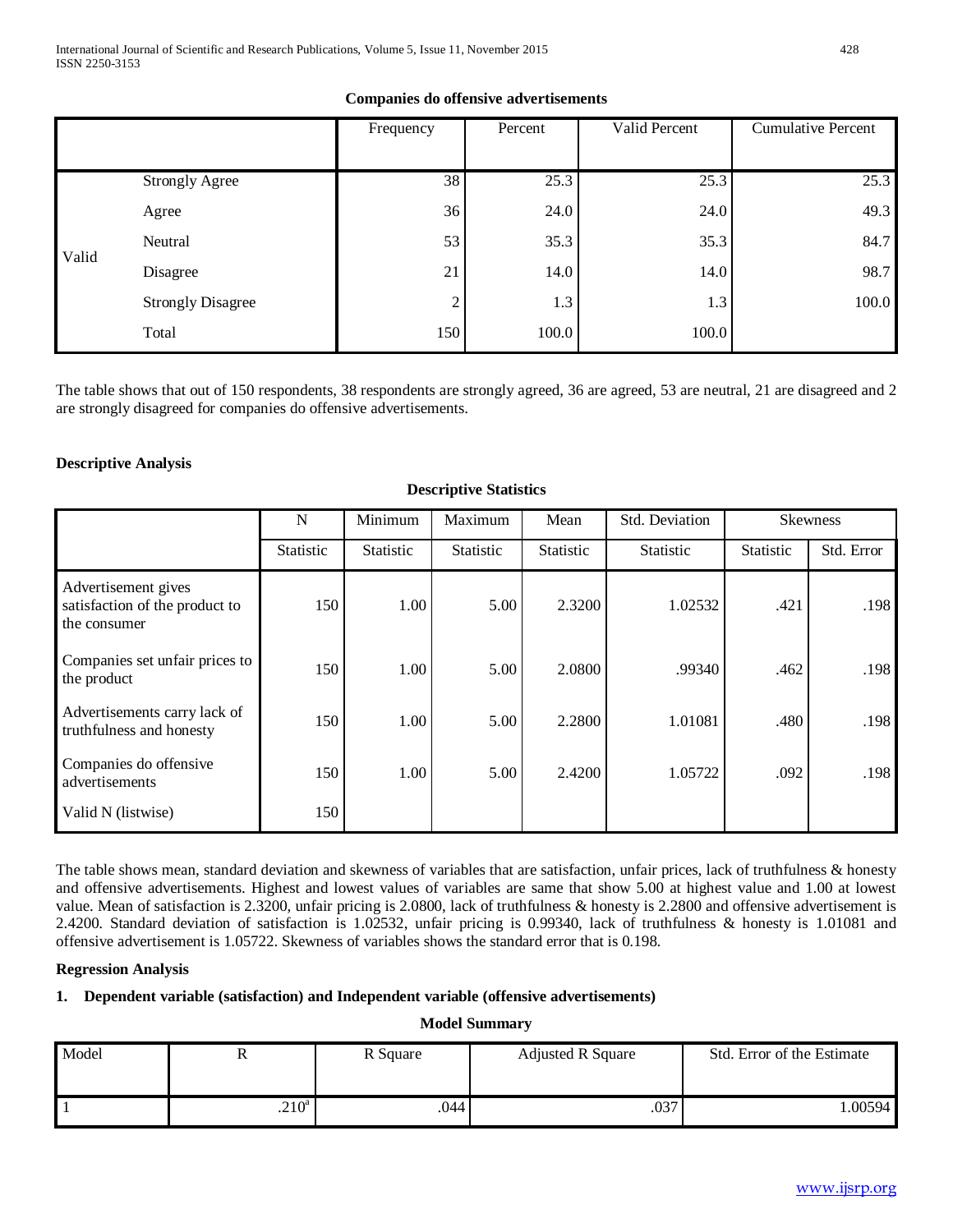**Companies do offensive advertisements**

| | | Frequency | Percent | Valid Percent | Cumulative Percent |
|---|---|---|---|---|---|
| Valid | Strongly Agree | 38 | 25.3 | 25.3 | 25.3 |
| | Agree | 36 | 24.0 | 24.0 | 49.3 |
| | Neutral | 53 | 35.3 | 35.3 | 84.7 |
| | Disagree | 21 | 14.0 | 14.0 | 98.7 |
| | Strongly Disagree | 2 | 1.3 | 1.3 | 100.0 |
| | Total | 150 | 100.0 | 100.0 | |

The table shows that out of 150 respondents, 38 respondents are strongly agreed, 36 are agreed, 53 are neutral, 21 are disagreed and 2 are strongly disagreed for companies do offensive advertisements.

**Descriptive Analysis**

**Descriptive Statistics**

| | N | Minimum | Maximum | Mean | Std. Deviation | Skewness | |
|---|---|---|---|---|---|---|---|
| | Statistic | Statistic | Statistic | Statistic | Statistic | Statistic | Std. Error |
| Advertisement gives satisfaction of the product to the consumer | 150 | 1.00 | 5.00 | 2.3200 | 1.02532 | .421 | .198 |
| Companies set unfair prices to the product | 150 | 1.00 | 5.00 | 2.0800 | .99340 | .462 | .198 |
| Advertisements carry lack of truthfulness and honesty | 150 | 1.00 | 5.00 | 2.2800 | 1.01081 | .480 | .198 |
| Companies do offensive advertisements | 150 | 1.00 | 5.00 | 2.4200 | 1.05722 | .092 | .198 |
| Valid N (listwise) | 150 | | | | | | |

The table shows mean, standard deviation and skewness of variables that are satisfaction, unfair prices, lack of truthfulness & honesty and offensive advertisements. Highest and lowest values of variables are same that show 5.00 at highest value and 1.00 at lowest value. Mean of satisfaction is 2.3200, unfair pricing is 2.0800, lack of truthfulness & honesty is 2.2800 and offensive advertisement is 2.4200. Standard deviation of satisfaction is 1.02532, unfair pricing is 0.99340, lack of truthfulness & honesty is 1.01081 and offensive advertisement is 1.05722. Skewness of variables shows the standard error that is 0.198.

**Regression Analysis**

**1. Dependent variable (satisfaction) and Independent variable (offensive advertisements)**

**Model Summary**

| Model | R | R Square | Adjusted R Square | Std. Error of the Estimate |
|---|---|---|---|---|
| 1 | .210[a] | .044 | .037 | 1.00594 |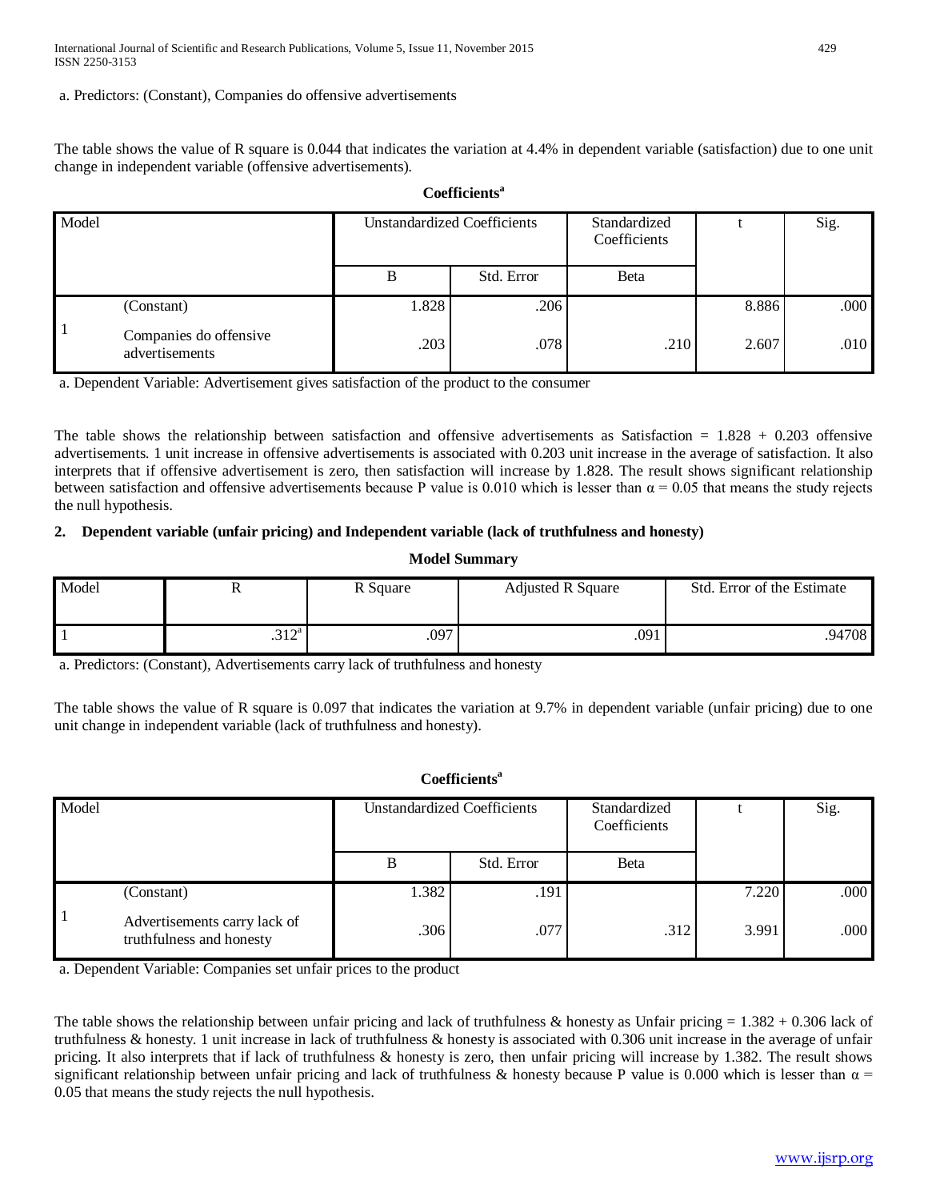a. Predictors: (Constant), Companies do offensive advertisements

The table shows the value of R square is 0.044 that indicates the variation at 4.4% in dependent variable (satisfaction) due to one unit change in independent variable (offensive advertisements).

**Coefficients[a]**

| Model | | Unstandardized Coefficients | | Standardized Coefficients | t | Sig. |
|---|---|---|---|---|---|---|
| | | B | Std. Error | Beta | | |
| 1 | (Constant) | 1.828 | .206 | | 8.886 | .000 |
| | Companies do offensive advertisements | .203 | .078 | .210 | 2.607 | .010 |

a. Dependent Variable: Advertisement gives satisfaction of the product to the consumer

The table shows the relationship between satisfaction and offensive advertisements as Satisfaction = 1.828 + 0.203 offensive advertisements. 1 unit increase in offensive advertisements is associated with 0.203 unit increase in the average of satisfaction. It also interprets that if offensive advertisement is zero, then satisfaction will increase by 1.828. The result shows significant relationship between satisfaction and offensive advertisements because P value is 0.010 which is lesser than $\alpha = 0.05$ that means the study rejects the null hypothesis.

**2. Dependent variable (unfair pricing) and Independent variable (lack of truthfulness and honesty)**

**Model Summary**

| Model | R | R Square | Adjusted R Square | Std. Error of the Estimate |
|---|---|---|---|---|
| 1 | .312[a] | .097 | .091 | .94708 |

a. Predictors: (Constant), Advertisements carry lack of truthfulness and honesty

The table shows the value of R square is 0.097 that indicates the variation at 9.7% in dependent variable (unfair pricing) due to one unit change in independent variable (lack of truthfulness and honesty).

**Coefficients[a]**

| Model | | Unstandardized Coefficients | | Standardized Coefficients | t | Sig. |
|---|---|---|---|---|---|---|
| | | B | Std. Error | Beta | | |
| 1 | (Constant) | 1.382 | .191 | | 7.220 | .000 |
| | Advertisements carry lack of truthfulness and honesty | .306 | .077 | .312 | 3.991 | .000 |

a. Dependent Variable: Companies set unfair prices to the product

The table shows the relationship between unfair pricing and lack of truthfulness & honesty as Unfair pricing = 1.382 + 0.306 lack of truthfulness & honesty. 1 unit increase in lack of truthfulness & honesty is associated with 0.306 unit increase in the average of unfair pricing. It also interprets that if lack of truthfulness & honesty is zero, then unfair pricing will increase by 1.382. The result shows significant relationship between unfair pricing and lack of truthfulness & honesty because P value is 0.000 which is lesser than $\alpha = 0.05$ that means the study rejects the null hypothesis.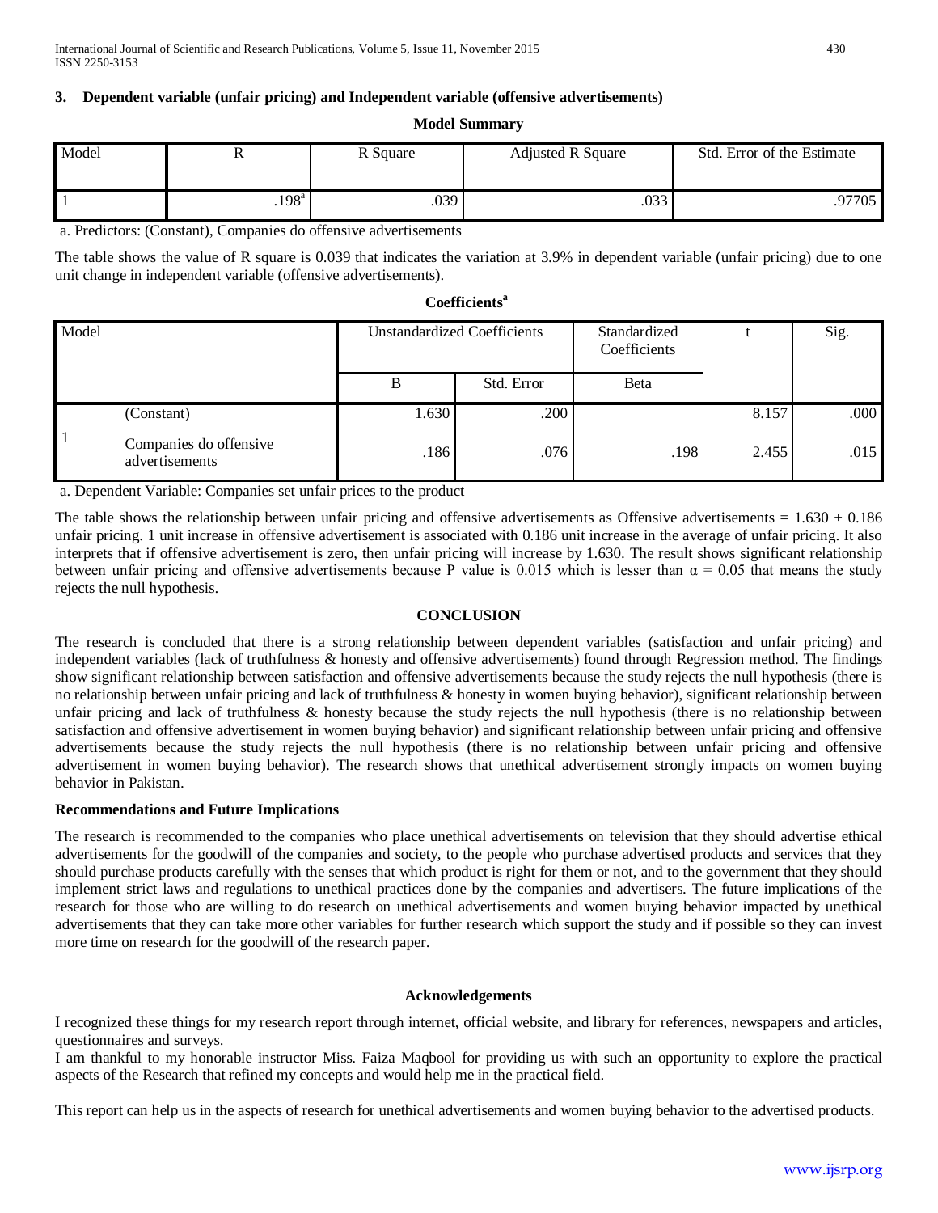### 3. Dependent variable (unfair pricing) and Independent variable (offensive advertisements)

**Model Summary**

| Model | R | R Square | Adjusted R Square | Std. Error of the Estimate |
|---|---|---|---|---|
| 1 | .198[a] | .039 | .033 | .97705 |

a. Predictors: (Constant), Companies do offensive advertisements

The table shows the value of R square is 0.039 that indicates the variation at 3.9% in dependent variable (unfair pricing) due to one unit change in independent variable (offensive advertisements).

**Coefficients[a]**

| Model | | Unstandardized Coefficients | | Standardized Coefficients | t | Sig. |
|---|---|---|---|---|---|---|
| | | B | Std. Error | Beta | | |
| 1 | (Constant) | 1.630 | .200 | | 8.157 | .000 |
| | Companies do offensive advertisements | .186 | .076 | .198 | 2.455 | .015 |

a. Dependent Variable: Companies set unfair prices to the product

The table shows the relationship between unfair pricing and offensive advertisements as Offensive advertisements = 1.630 + 0.186 unfair pricing. 1 unit increase in offensive advertisement is associated with 0.186 unit increase in the average of unfair pricing. It also interprets that if offensive advertisement is zero, then unfair pricing will increase by 1.630. The result shows significant relationship between unfair pricing and offensive advertisements because P value is 0.015 which is lesser than $\alpha = 0.05$ that means the study rejects the null hypothesis.

## CONCLUSION

The research is concluded that there is a strong relationship between dependent variables (satisfaction and unfair pricing) and independent variables (lack of truthfulness & honesty and offensive advertisements) found through Regression method. The findings show significant relationship between satisfaction and offensive advertisements because the study rejects the null hypothesis (there is no relationship between unfair pricing and lack of truthfulness & honesty in women buying behavior), significant relationship between unfair pricing and lack of truthfulness & honesty because the study rejects the null hypothesis (there is no relationship between satisfaction and offensive advertisement in women buying behavior) and significant relationship between unfair pricing and offensive advertisements because the study rejects the null hypothesis (there is no relationship between unfair pricing and offensive advertisement in women buying behavior). The research shows that unethical advertisement strongly impacts on women buying behavior in Pakistan.

### Recommendations and Future Implications

The research is recommended to the companies who place unethical advertisements on television that they should advertise ethical advertisements for the goodwill of the companies and society, to the people who purchase advertised products and services that they should purchase products carefully with the senses that which product is right for them or not, and to the government that they should implement strict laws and regulations to unethical practices done by the companies and advertisers. The future implications of the research for those who are willing to do research on unethical advertisements and women buying behavior impacted by unethical advertisements that they can take more other variables for further research which support the study and if possible so they can invest more time on research for the goodwill of the research paper.

## Acknowledgements

I recognized these things for my research report through internet, official website, and library for references, newspapers and articles, questionnaires and surveys.

I am thankful to my honorable instructor Miss. Faiza Maqbool for providing us with such an opportunity to explore the practical aspects of the Research that refined my concepts and would help me in the practical field.

This report can help us in the aspects of research for unethical advertisements and women buying behavior to the advertised products.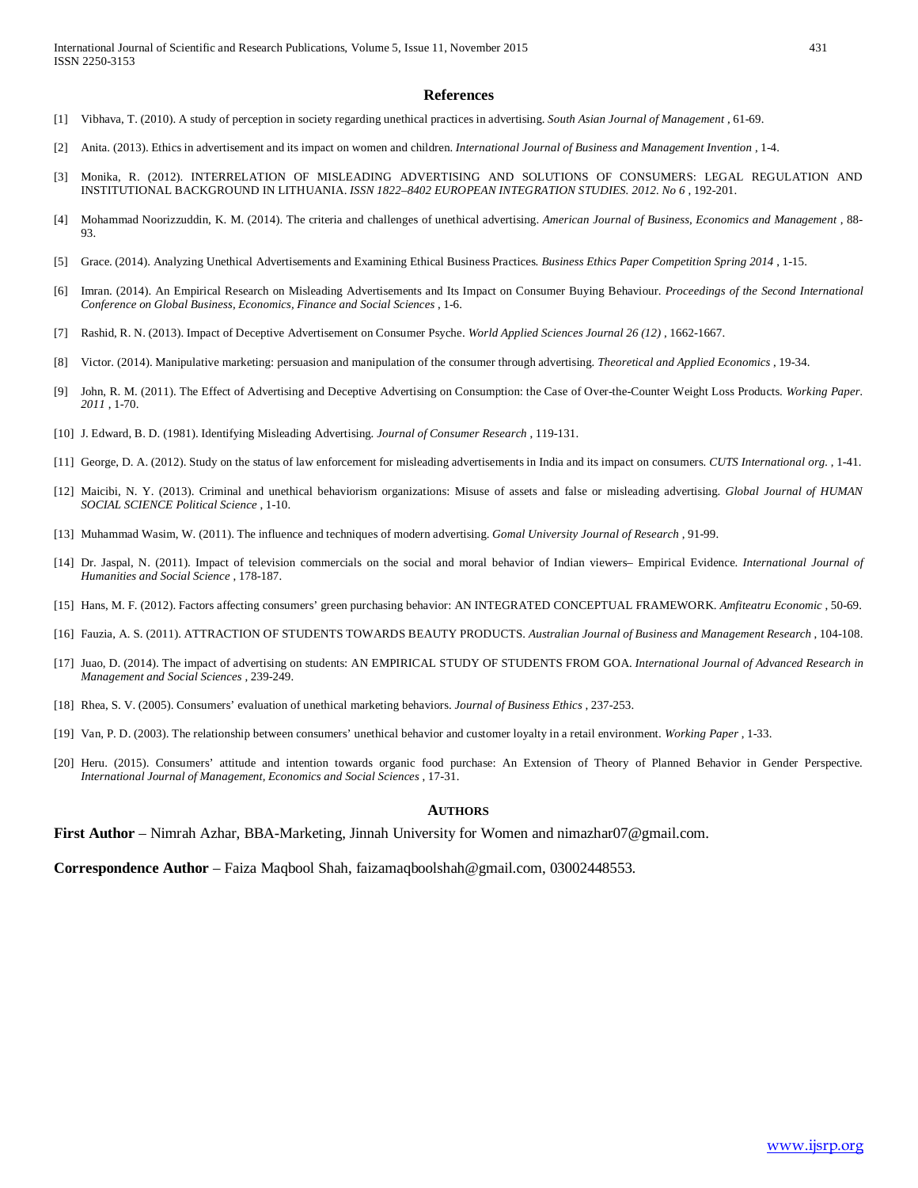## References

[1] Vibhava, T. (2010). A study of perception in society regarding unethical practices in advertising. *South Asian Journal of Management* , 61-69.

[2] Anita. (2013). Ethics in advertisement and its impact on women and children. *International Journal of Business and Management Invention* , 1-4.

[3] Monika, R. (2012). INTERRELATION OF MISLEADING ADVERTISING AND SOLUTIONS OF CONSUMERS: LEGAL REGULATION AND INSTITUTIONAL BACKGROUND IN LITHUANIA. *ISSN 1822–8402 EUROPEAN INTEGRATION STUDIES. 2012. No 6* , 192-201.

[4] Mohammad Noorizzuddin, K. M. (2014). The criteria and challenges of unethical advertising. *American Journal of Business, Economics and Management* , 88-93.

[5] Grace. (2014). Analyzing Unethical Advertisements and Examining Ethical Business Practices. *Business Ethics Paper Competition Spring 2014* , 1-15.

[6] Imran. (2014). An Empirical Research on Misleading Advertisements and Its Impact on Consumer Buying Behaviour. *Proceedings of the Second International Conference on Global Business, Economics, Finance and Social Sciences* , 1-6.

[7] Rashid, R. N. (2013). Impact of Deceptive Advertisement on Consumer Psyche. *World Applied Sciences Journal 26 (12)* , 1662-1667.

[8] Victor. (2014). Manipulative marketing: persuasion and manipulation of the consumer through advertising. *Theoretical and Applied Economics* , 19-34.

[9] John, R. M. (2011). The Effect of Advertising and Deceptive Advertising on Consumption: the Case of Over-the-Counter Weight Loss Products. *Working Paper. 2011* , 1-70.

[10] J. Edward, B. D. (1981). Identifying Misleading Advertising. *Journal of Consumer Research* , 119-131.

[11] George, D. A. (2012). Study on the status of law enforcement for misleading advertisements in India and its impact on consumers. *CUTS International org.* , 1-41.

[12] Maicibi, N. Y. (2013). Criminal and unethical behaviorism organizations: Misuse of assets and false or misleading advertising. *Global Journal of HUMAN SOCIAL SCIENCE Political Science* , 1-10.

[13] Muhammad Wasim, W. (2011). The influence and techniques of modern advertising. *Gomal University Journal of Research* , 91-99.

[14] Dr. Jaspal, N. (2011). Impact of television commercials on the social and moral behavior of Indian viewers– Empirical Evidence. *International Journal of Humanities and Social Science* , 178-187.

[15] Hans, M. F. (2012). Factors affecting consumers' green purchasing behavior: AN INTEGRATED CONCEPTUAL FRAMEWORK. *Amfiteatru Economic* , 50-69.

[16] Fauzia, A. S. (2011). ATTRACTION OF STUDENTS TOWARDS BEAUTY PRODUCTS. *Australian Journal of Business and Management Research* , 104-108.

[17] Juao, D. (2014). The impact of advertising on students: AN EMPIRICAL STUDY OF STUDENTS FROM GOA. *International Journal of Advanced Research in Management and Social Sciences* , 239-249.

[18] Rhea, S. V. (2005). Consumers' evaluation of unethical marketing behaviors. *Journal of Business Ethics* , 237-253.

[19] Van, P. D. (2003). The relationship between consumers' unethical behavior and customer loyalty in a retail environment. *Working Paper* , 1-33.

[20] Heru. (2015). Consumers' attitude and intention towards organic food purchase: An Extension of Theory of Planned Behavior in Gender Perspective. *International Journal of Management, Economics and Social Sciences* , 17-31.

## AUTHORS

**First Author** – Nimrah Azhar, BBA-Marketing, Jinnah University for Women and nimazhar07@gmail.com.

**Correspondence Author** – Faiza Maqbool Shah, faizamaqboolshah@gmail.com, 03002448553.